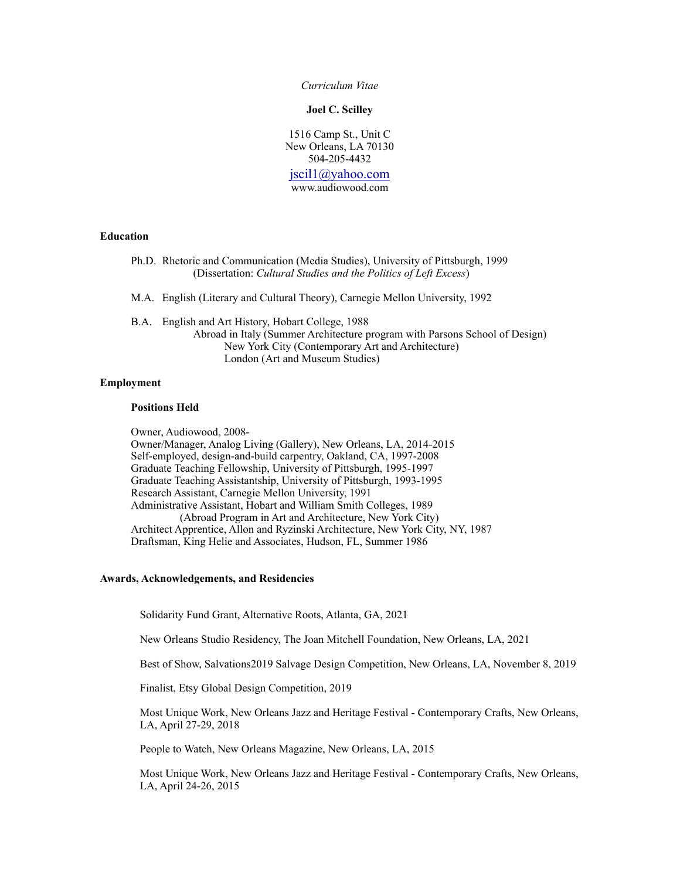*Curriculum Vitae*

**Joel C. Scilley**

1516 Camp St., Unit C
New Orleans, LA 70130
504-205-4432
jscil1@yahoo.com
www.audiowood.com

## Education

Ph.D. Rhetoric and Communication (Media Studies), University of Pittsburgh, 1999
(Dissertation: *Cultural Studies and the Politics of Left Excess*)

M.A. English (Literary and Cultural Theory), Carnegie Mellon University, 1992

B.A. English and Art History, Hobart College, 1988
Abroad in Italy (Summer Architecture program with Parsons School of Design)
New York City (Contemporary Art and Architecture)
London (Art and Museum Studies)

## Employment

### Positions Held

Owner, Audiowood, 2008-
Owner/Manager, Analog Living (Gallery), New Orleans, LA, 2014-2015
Self-employed, design-and-build carpentry, Oakland, CA, 1997-2008
Graduate Teaching Fellowship, University of Pittsburgh, 1995-1997
Graduate Teaching Assistantship, University of Pittsburgh, 1993-1995
Research Assistant, Carnegie Mellon University, 1991
Administrative Assistant, Hobart and William Smith Colleges, 1989
(Abroad Program in Art and Architecture, New York City)
Architect Apprentice, Allon and Ryzinski Architecture, New York City, NY, 1987
Draftsman, King Helie and Associates, Hudson, FL, Summer 1986

## Awards, Acknowledgements, and Residencies

Solidarity Fund Grant, Alternative Roots, Atlanta, GA, 2021

New Orleans Studio Residency, The Joan Mitchell Foundation, New Orleans, LA, 2021

Best of Show, Salvations2019 Salvage Design Competition, New Orleans, LA, November 8, 2019

Finalist, Etsy Global Design Competition, 2019

Most Unique Work, New Orleans Jazz and Heritage Festival - Contemporary Crafts, New Orleans, LA, April 27-29, 2018

People to Watch, New Orleans Magazine, New Orleans, LA, 2015

Most Unique Work, New Orleans Jazz and Heritage Festival - Contemporary Crafts, New Orleans, LA, April 24-26, 2015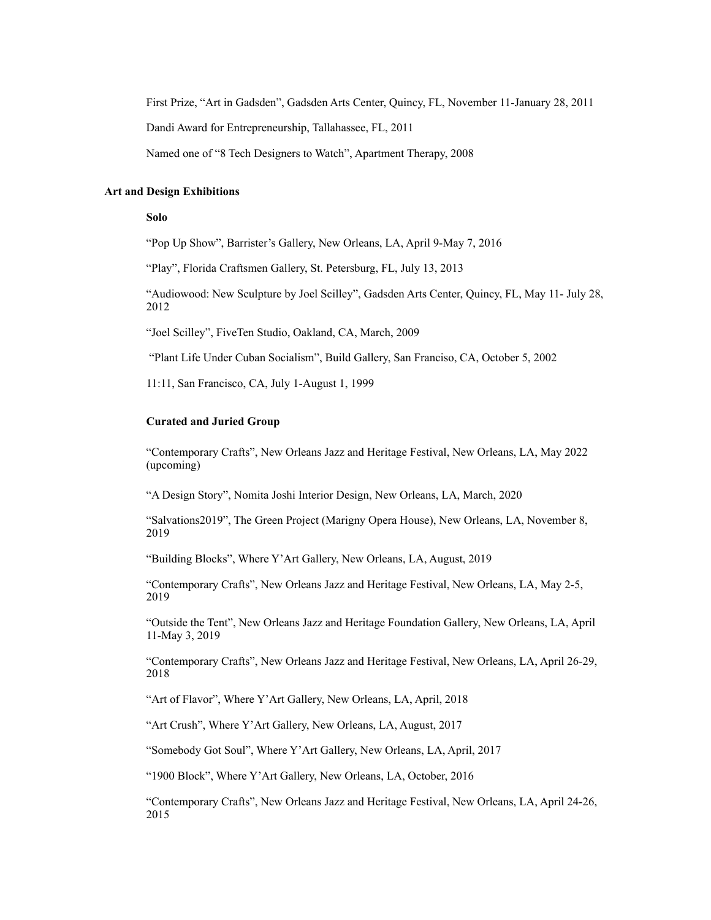First Prize, "Art in Gadsden", Gadsden Arts Center, Quincy, FL, November 11-January 28, 2011

Dandi Award for Entrepreneurship, Tallahassee, FL, 2011

Named one of "8 Tech Designers to Watch", Apartment Therapy, 2008

## Art and Design Exhibitions

### Solo

"Pop Up Show", Barrister's Gallery, New Orleans, LA, April 9-May 7, 2016

"Play", Florida Craftsmen Gallery, St. Petersburg, FL, July 13, 2013

"Audiowood: New Sculpture by Joel Scilley", Gadsden Arts Center, Quincy, FL, May 11- July 28, 2012

"Joel Scilley", FiveTen Studio, Oakland, CA, March, 2009

"Plant Life Under Cuban Socialism", Build Gallery, San Franciso, CA, October 5, 2002

11:11, San Francisco, CA, July 1-August 1, 1999

### Curated and Juried Group

"Contemporary Crafts", New Orleans Jazz and Heritage Festival, New Orleans, LA, May 2022 (upcoming)

"A Design Story", Nomita Joshi Interior Design, New Orleans, LA, March, 2020

"Salvations2019", The Green Project (Marigny Opera House), New Orleans, LA, November 8, 2019

"Building Blocks", Where Y'Art Gallery, New Orleans, LA, August, 2019

"Contemporary Crafts", New Orleans Jazz and Heritage Festival, New Orleans, LA, May 2-5, 2019

"Outside the Tent", New Orleans Jazz and Heritage Foundation Gallery, New Orleans, LA, April 11-May 3, 2019

"Contemporary Crafts", New Orleans Jazz and Heritage Festival, New Orleans, LA, April 26-29, 2018

"Art of Flavor", Where Y'Art Gallery, New Orleans, LA, April, 2018

"Art Crush", Where Y'Art Gallery, New Orleans, LA, August, 2017

"Somebody Got Soul", Where Y'Art Gallery, New Orleans, LA, April, 2017

"1900 Block", Where Y'Art Gallery, New Orleans, LA, October, 2016

"Contemporary Crafts", New Orleans Jazz and Heritage Festival, New Orleans, LA, April 24-26, 2015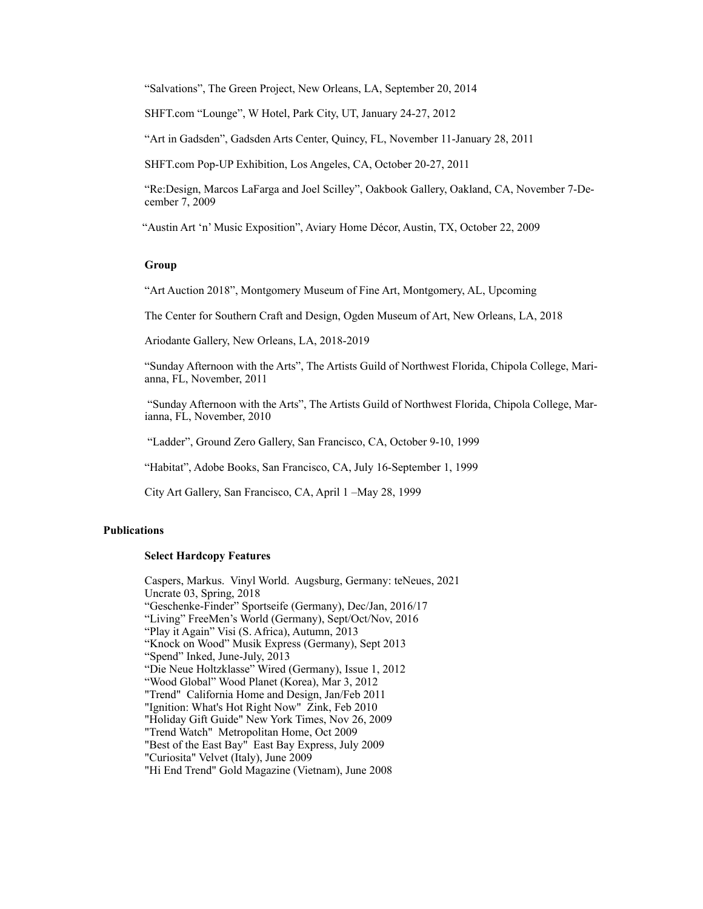"Salvations", The Green Project, New Orleans, LA, September 20, 2014

SHFT.com "Lounge", W Hotel, Park City, UT, January 24-27, 2012

"Art in Gadsden", Gadsden Arts Center, Quincy, FL, November 11-January 28, 2011

SHFT.com Pop-UP Exhibition, Los Angeles, CA, October 20-27, 2011

"Re:Design, Marcos LaFarga and Joel Scilley", Oakbook Gallery, Oakland, CA, November 7-December 7, 2009

"Austin Art 'n' Music Exposition", Aviary Home Décor, Austin, TX, October 22, 2009

### Group

"Art Auction 2018", Montgomery Museum of Fine Art, Montgomery, AL, Upcoming

The Center for Southern Craft and Design, Ogden Museum of Art, New Orleans, LA, 2018

Ariodante Gallery, New Orleans, LA, 2018-2019

"Sunday Afternoon with the Arts", The Artists Guild of Northwest Florida, Chipola College, Marianna, FL, November, 2011

"Sunday Afternoon with the Arts", The Artists Guild of Northwest Florida, Chipola College, Marianna, FL, November, 2010

"Ladder", Ground Zero Gallery, San Francisco, CA, October 9-10, 1999

"Habitat", Adobe Books, San Francisco, CA, July 16-September 1, 1999

City Art Gallery, San Francisco, CA, April 1 –May 28, 1999

## Publications

### Select Hardcopy Features

Caspers, Markus. Vinyl World. Augsburg, Germany: teNeues, 2021
Uncrate 03, Spring, 2018
"Geschenke-Finder" Sportseife (Germany), Dec/Jan, 2016/17
"Living" FreeMen's World (Germany), Sept/Oct/Nov, 2016
"Play it Again" Visi (S. Africa), Autumn, 2013
"Knock on Wood" Musik Express (Germany), Sept 2013
"Spend" Inked, June-July, 2013
"Die Neue Holtzklasse" Wired (Germany), Issue 1, 2012
"Wood Global" Wood Planet (Korea), Mar 3, 2012
"Trend" California Home and Design, Jan/Feb 2011
"Ignition: What's Hot Right Now" Zink, Feb 2010
"Holiday Gift Guide" New York Times, Nov 26, 2009
"Trend Watch" Metropolitan Home, Oct 2009
"Best of the East Bay" East Bay Express, July 2009
"Curiosita" Velvet (Italy), June 2009
"Hi End Trend" Gold Magazine (Vietnam), June 2008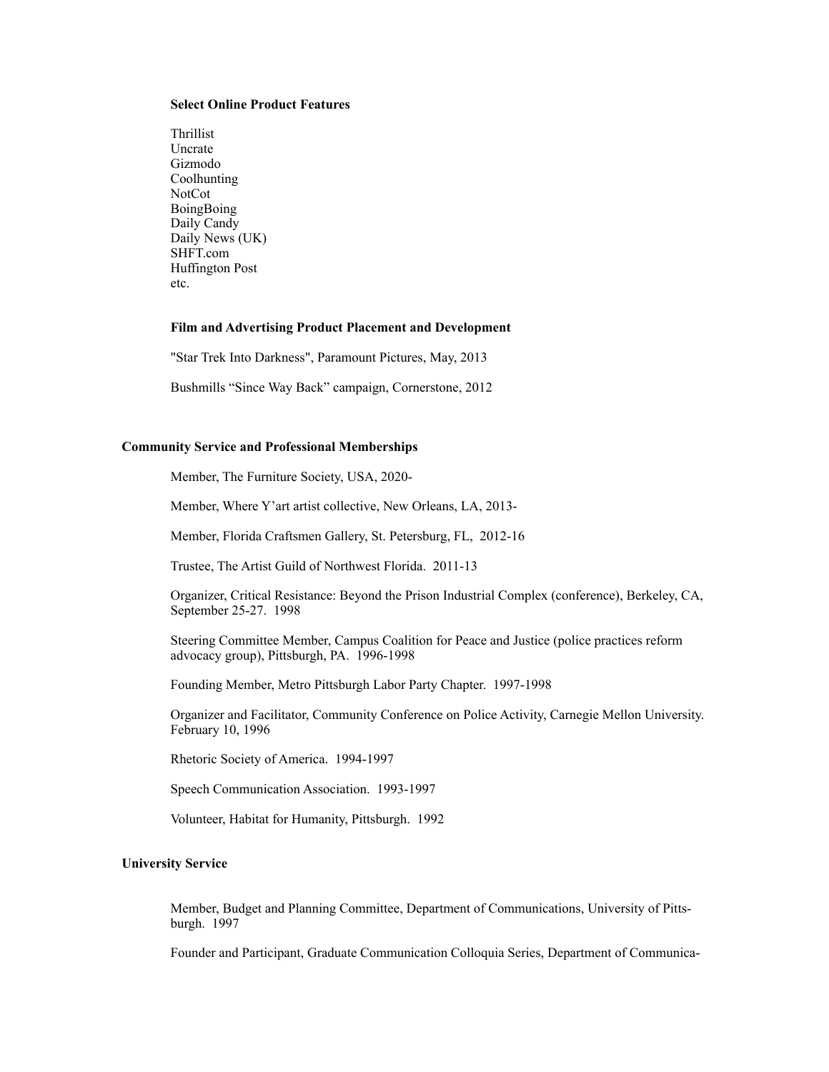### Select Online Product Features

Thrillist
Uncrate
Gizmodo
Coolhunting
NotCot
BoingBoing
Daily Candy
Daily News (UK)
SHFT.com
Huffington Post
etc.

### Film and Advertising Product Placement and Development

"Star Trek Into Darkness", Paramount Pictures, May, 2013

Bushmills "Since Way Back" campaign, Cornerstone, 2012

## Community Service and Professional Memberships

Member, The Furniture Society, USA, 2020-

Member, Where Y'art artist collective, New Orleans, LA, 2013-

Member, Florida Craftsmen Gallery, St. Petersburg, FL, 2012-16

Trustee, The Artist Guild of Northwest Florida. 2011-13

Organizer, Critical Resistance: Beyond the Prison Industrial Complex (conference), Berkeley, CA, September 25-27. 1998

Steering Committee Member, Campus Coalition for Peace and Justice (police practices reform advocacy group), Pittsburgh, PA. 1996-1998

Founding Member, Metro Pittsburgh Labor Party Chapter. 1997-1998

Organizer and Facilitator, Community Conference on Police Activity, Carnegie Mellon University. February 10, 1996

Rhetoric Society of America. 1994-1997

Speech Communication Association. 1993-1997

Volunteer, Habitat for Humanity, Pittsburgh. 1992

## University Service

Member, Budget and Planning Committee, Department of Communications, University of Pittsburgh. 1997

Founder and Participant, Graduate Communication Colloquia Series, Department of Communica-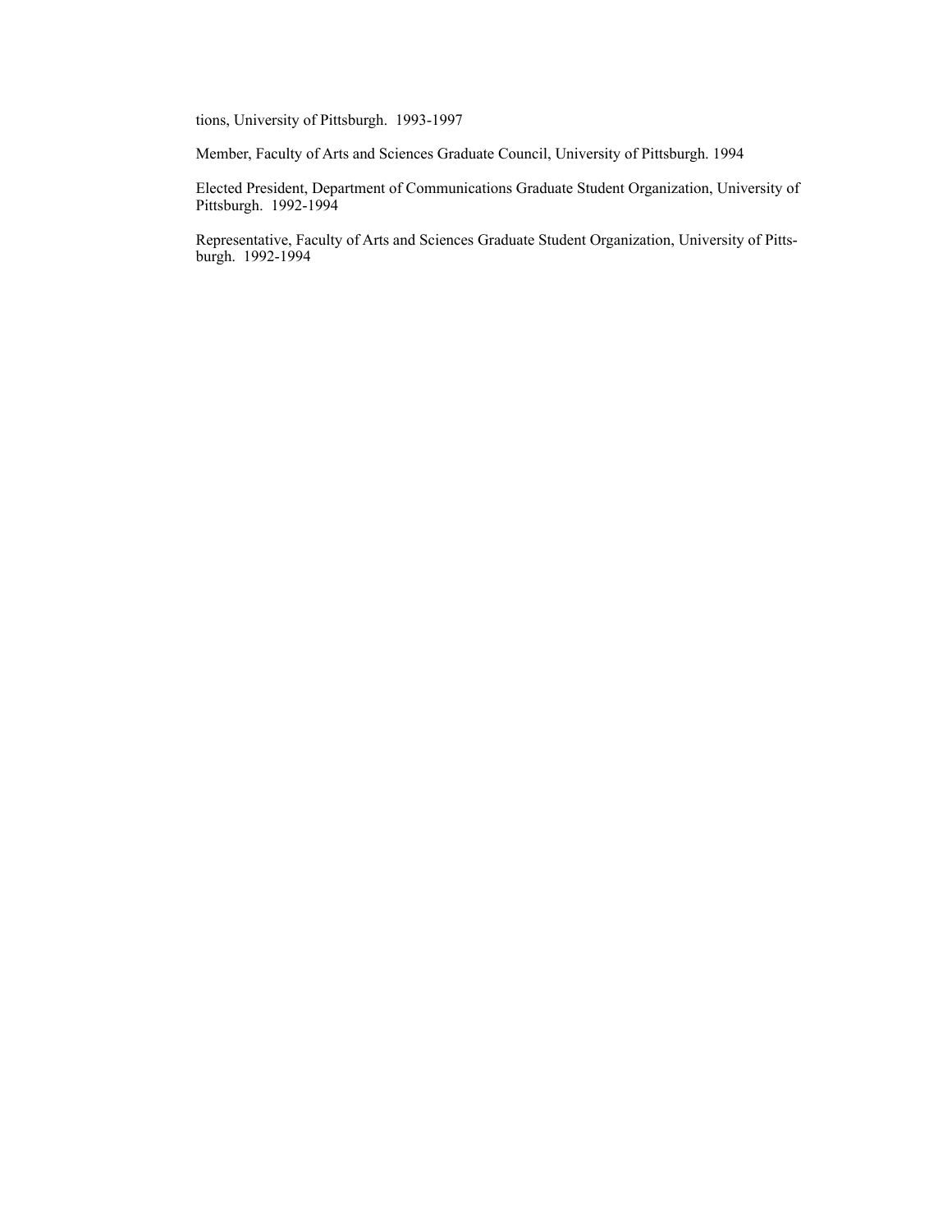tions, University of Pittsburgh. 1993-1997

Member, Faculty of Arts and Sciences Graduate Council, University of Pittsburgh. 1994

Elected President, Department of Communications Graduate Student Organization, University of Pittsburgh. 1992-1994

Representative, Faculty of Arts and Sciences Graduate Student Organization, University of Pittsburgh. 1992-1994